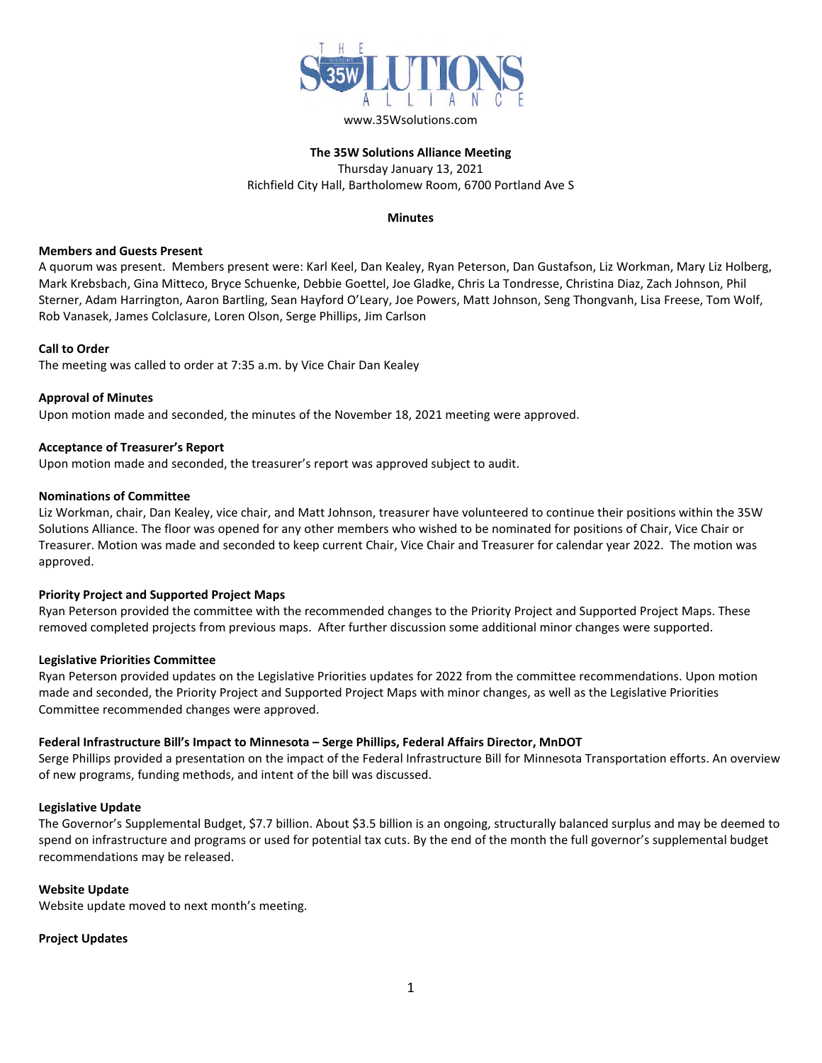THE 35W SOLUTIONS ALLIANCE

www.35Wsolutions.com

**The 35W Solutions Alliance Meeting**
Thursday January 13, 2021
Richfield City Hall, Bartholomew Room, 6700 Portland Ave S

**Minutes**

**Members and Guests Present**

A quorum was present. Members present were: Karl Keel, Dan Kealey, Ryan Peterson, Dan Gustafson, Liz Workman, Mary Liz Holberg, Mark Krebsbach, Gina Mitteco, Bryce Schuenke, Debbie Goettel, Joe Gladke, Chris La Tondresse, Christina Diaz, Zach Johnson, Phil Sterner, Adam Harrington, Aaron Bartling, Sean Hayford O'Leary, Joe Powers, Matt Johnson, Seng Thongvanh, Lisa Freese, Tom Wolf, Rob Vanasek, James Colclasure, Loren Olson, Serge Phillips, Jim Carlson

**Call to Order**

The meeting was called to order at 7:35 a.m. by Vice Chair Dan Kealey

**Approval of Minutes**

Upon motion made and seconded, the minutes of the November 18, 2021 meeting were approved.

**Acceptance of Treasurer's Report**

Upon motion made and seconded, the treasurer's report was approved subject to audit.

**Nominations of Committee**

Liz Workman, chair, Dan Kealey, vice chair, and Matt Johnson, treasurer have volunteered to continue their positions within the 35W Solutions Alliance. The floor was opened for any other members who wished to be nominated for positions of Chair, Vice Chair or Treasurer. Motion was made and seconded to keep current Chair, Vice Chair and Treasurer for calendar year 2022. The motion was approved.

**Priority Project and Supported Project Maps**

Ryan Peterson provided the committee with the recommended changes to the Priority Project and Supported Project Maps. These removed completed projects from previous maps. After further discussion some additional minor changes were supported.

**Legislative Priorities Committee**

Ryan Peterson provided updates on the Legislative Priorities updates for 2022 from the committee recommendations. Upon motion made and seconded, the Priority Project and Supported Project Maps with minor changes, as well as the Legislative Priorities Committee recommended changes were approved.

**Federal Infrastructure Bill's Impact to Minnesota – Serge Phillips, Federal Affairs Director, MnDOT**

Serge Phillips provided a presentation on the impact of the Federal Infrastructure Bill for Minnesota Transportation efforts. An overview of new programs, funding methods, and intent of the bill was discussed.

**Legislative Update**

The Governor's Supplemental Budget, $7.7 billion. About $3.5 billion is an ongoing, structurally balanced surplus and may be deemed to spend on infrastructure and programs or used for potential tax cuts. By the end of the month the full governor's supplemental budget recommendations may be released.

**Website Update**

Website update moved to next month's meeting.

**Project Updates**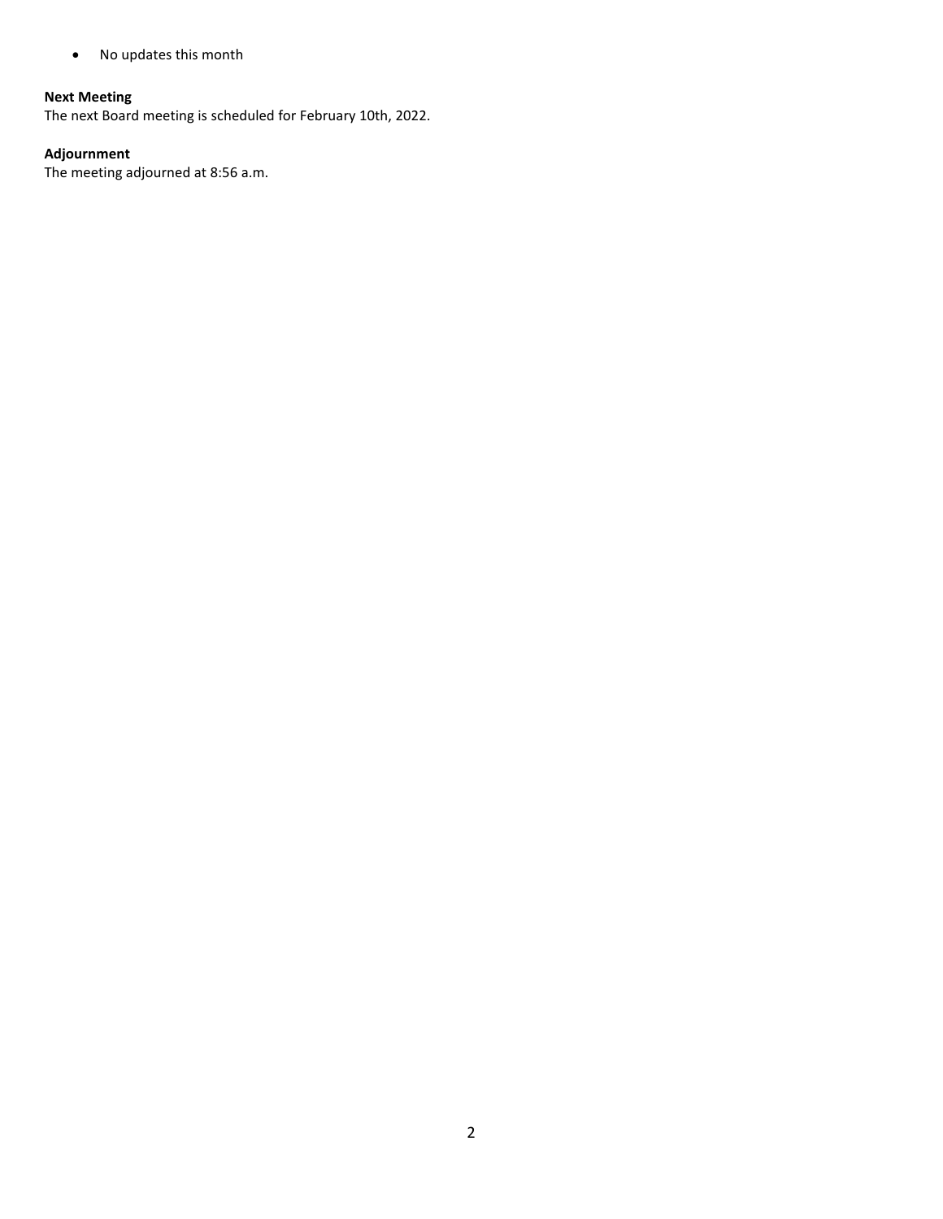- No updates this month

**Next Meeting**
The next Board meeting is scheduled for February 10th, 2022.

**Adjournment**
The meeting adjourned at 8:56 a.m.